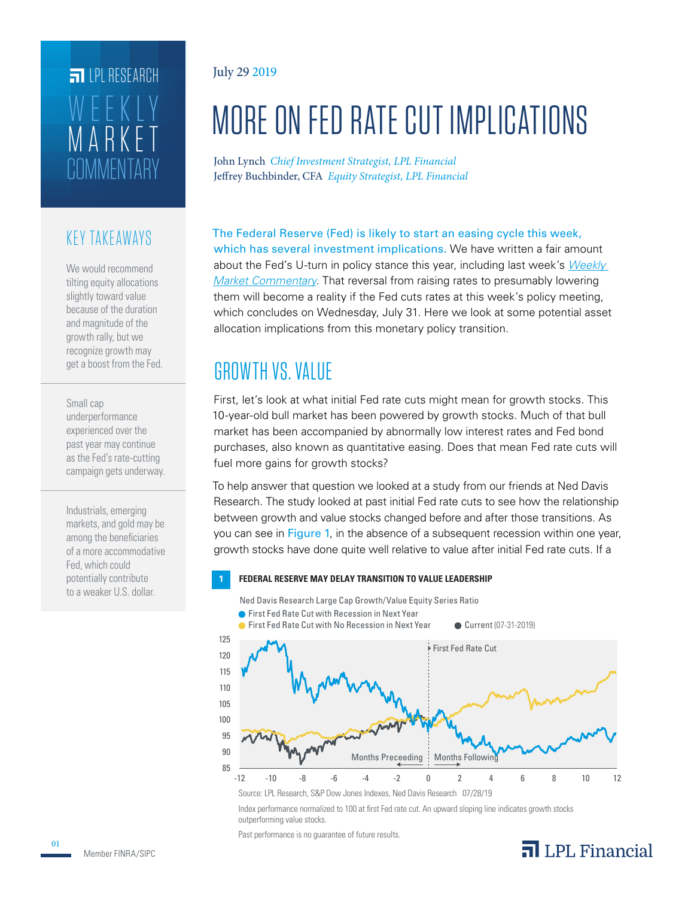LPL RESEARCH

WEEKLY MARKET COMMENTARY

July 29 2019

# MORE ON FED RATE CUT IMPLICATIONS

John Lynch *Chief Investment Strategist, LPL Financial*
Jeffrey Buchbinder, CFA *Equity Strategist, LPL Financial*

## KEY TAKEAWAYS

We would recommend tilting equity allocations slightly toward value because of the duration and magnitude of the growth rally, but we recognize growth may get a boost from the Fed.

Small cap underperformance experienced over the past year may continue as the Fed's rate-cutting campaign gets underway.

Industrials, emerging markets, and gold may be among the beneficiaries of a more accommodative Fed, which could potentially contribute to a weaker U.S. dollar.

The Federal Reserve (Fed) is likely to start an easing cycle this week, which has several investment implications. We have written a fair amount about the Fed's U-turn in policy stance this year, including last week's *Weekly Market Commentary*. That reversal from raising rates to presumably lowering them will become a reality if the Fed cuts rates at this week's policy meeting, which concludes on Wednesday, July 31. Here we look at some potential asset allocation implications from this monetary policy transition.

## GROWTH VS. VALUE

First, let's look at what initial Fed rate cuts might mean for growth stocks. This 10-year-old bull market has been powered by growth stocks. Much of that bull market has been accompanied by abnormally low interest rates and Fed bond purchases, also known as quantitative easing. Does that mean Fed rate cuts will fuel more gains for growth stocks?

To help answer that question we looked at a study from our friends at Ned Davis Research. The study looked at past initial Fed rate cuts to see how the relationship between growth and value stocks changed before and after those transitions. As you can see in Figure 1, in the absence of a subsequent recession within one year, growth stocks have done quite well relative to value after initial Fed rate cuts. If a

**1 FEDERAL RESERVE MAY DELAY TRANSITION TO VALUE LEADERSHIP**

Ned Davis Research Large Cap Growth/Value Equity Series Ratio

Source: LPL Research, S&P Dow Jones Indexes, Ned Davis Research 07/28/19

Index performance normalized to 100 at first Fed rate cut. An upward sloping line indicates growth stocks outperforming value stocks.

Past performance is no guarantee of future results.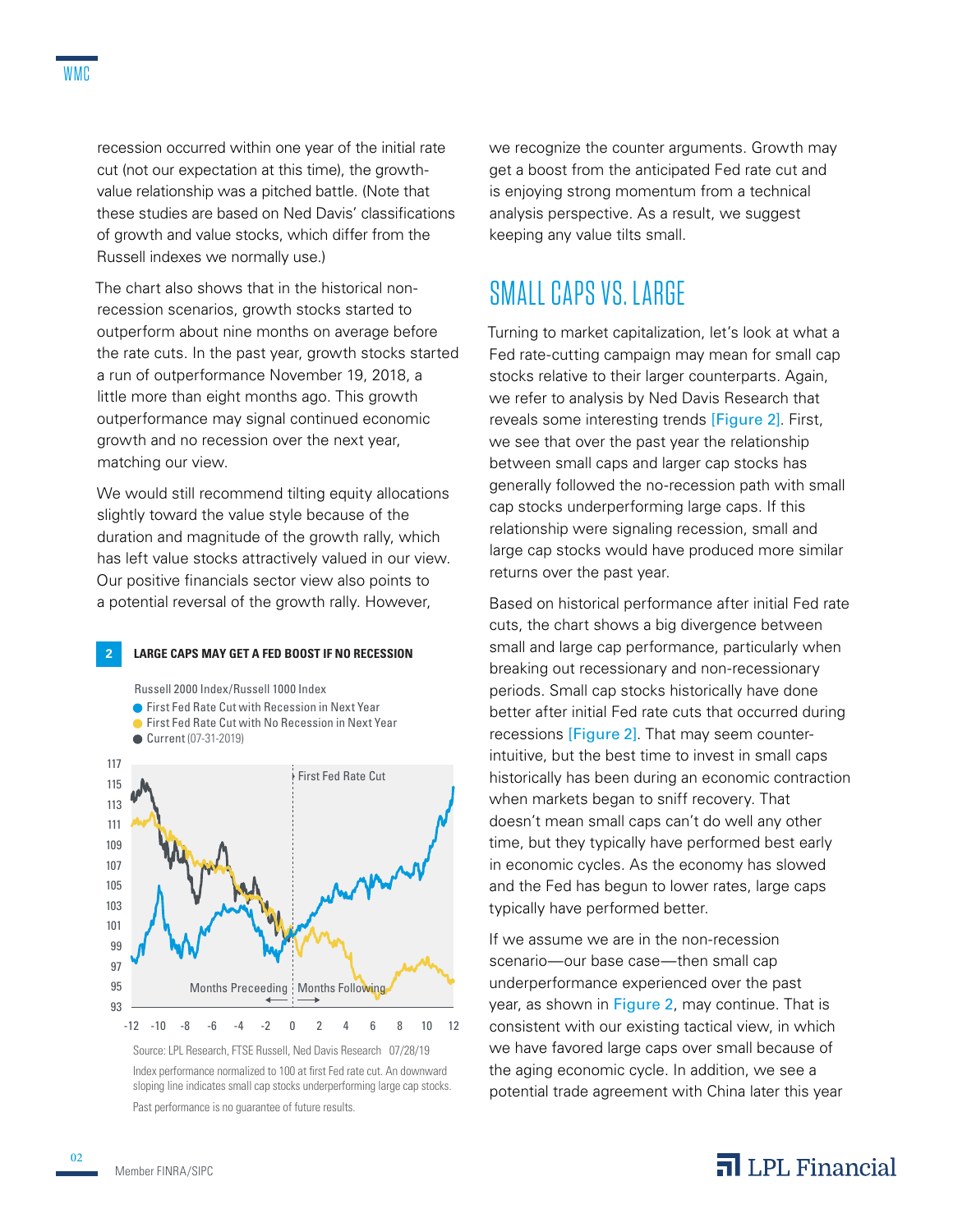recession occurred within one year of the initial rate cut (not our expectation at this time), the growth-value relationship was a pitched battle. (Note that these studies are based on Ned Davis' classifications of growth and value stocks, which differ from the Russell indexes we normally use.)

The chart also shows that in the historical non-recession scenarios, growth stocks started to outperform about nine months on average before the rate cuts. In the past year, growth stocks started a run of outperformance November 19, 2018, a little more than eight months ago. This growth outperformance may signal continued economic growth and no recession over the next year, matching our view.

We would still recommend tilting equity allocations slightly toward the value style because of the duration and magnitude of the growth rally, which has left value stocks attractively valued in our view. Our positive financials sector view also points to a potential reversal of the growth rally. However, we recognize the counter arguments. Growth may get a boost from the anticipated Fed rate cut and is enjoying strong momentum from a technical analysis perspective. As a result, we suggest keeping any value tilts small.

**2 LARGE CAPS MAY GET A FED BOOST IF NO RECESSION**

Russell 2000 Index/Russell 1000 Index

- First Fed Rate Cut with Recession in Next Year
- First Fed Rate Cut with No Recession in Next Year
- Current (07-31-2019)

Source: LPL Research, FTSE Russell, Ned Davis Research 07/28/19

Index performance normalized to 100 at first Fed rate cut. An downward sloping line indicates small cap stocks underperforming large cap stocks.

Past performance is no guarantee of future results.

## SMALL CAPS VS. LARGE

Turning to market capitalization, let's look at what a Fed rate-cutting campaign may mean for small cap stocks relative to their larger counterparts. Again, we refer to analysis by Ned Davis Research that reveals some interesting trends [Figure 2]. First, we see that over the past year the relationship between small caps and larger cap stocks has generally followed the no-recession path with small cap stocks underperforming large caps. If this relationship were signaling recession, small and large cap stocks would have produced more similar returns over the past year.

Based on historical performance after initial Fed rate cuts, the chart shows a big divergence between small and large cap performance, particularly when breaking out recessionary and non-recessionary periods. Small cap stocks historically have done better after initial Fed rate cuts that occurred during recessions [Figure 2]. That may seem counter-intuitive, but the best time to invest in small caps historically has been during an economic contraction when markets began to sniff recovery. That doesn't mean small caps can't do well any other time, but they typically have performed best early in economic cycles. As the economy has slowed and the Fed has begun to lower rates, large caps typically have performed better.

If we assume we are in the non-recession scenario—our base case—then small cap underperformance experienced over the past year, as shown in Figure 2, may continue. That is consistent with our existing tactical view, in which we have favored large caps over small because of the aging economic cycle. In addition, we see a potential trade agreement with China later this year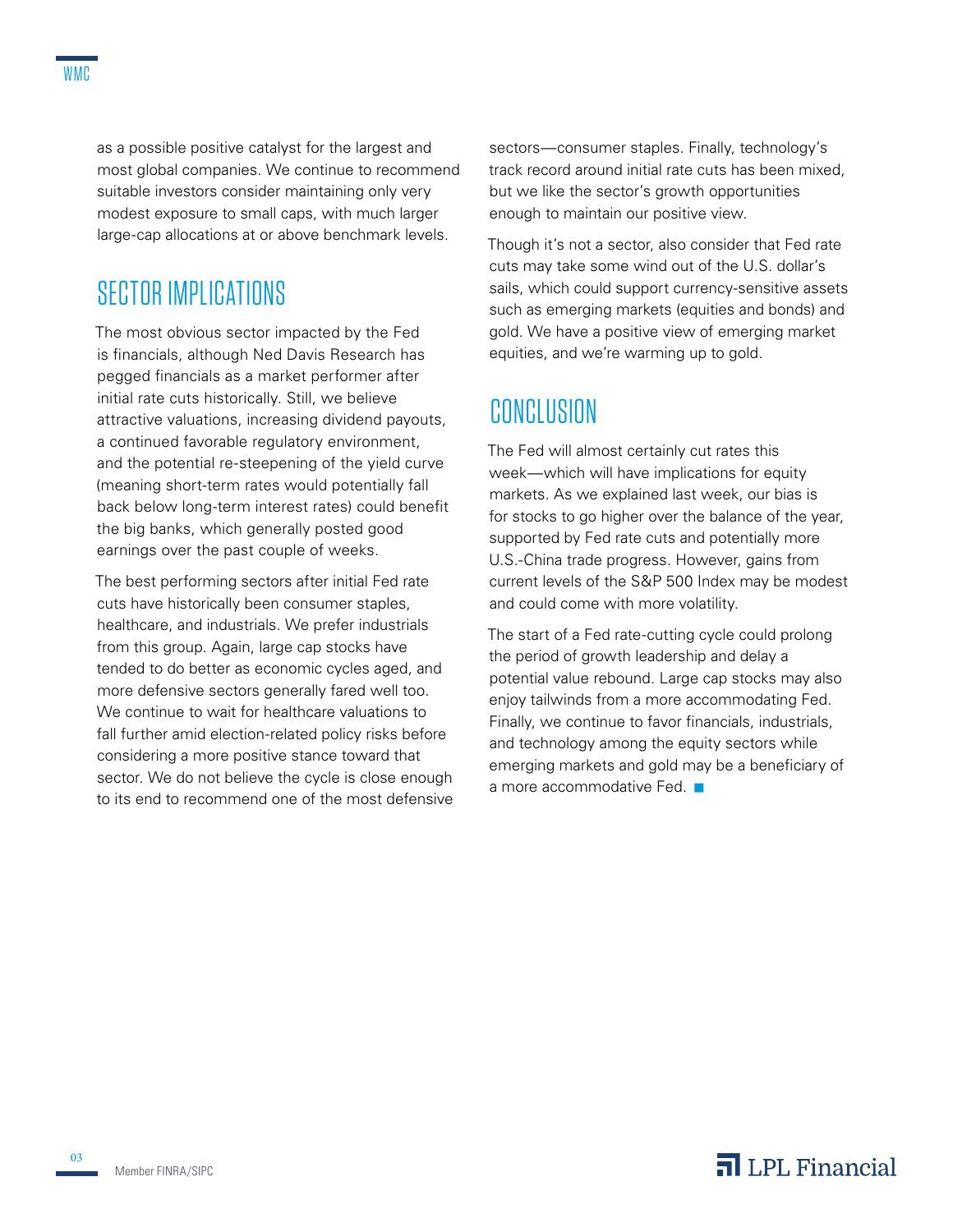as a possible positive catalyst for the largest and most global companies. We continue to recommend suitable investors consider maintaining only very modest exposure to small caps, with much larger large-cap allocations at or above benchmark levels.

## SECTOR IMPLICATIONS

The most obvious sector impacted by the Fed is financials, although Ned Davis Research has pegged financials as a market performer after initial rate cuts historically. Still, we believe attractive valuations, increasing dividend payouts, a continued favorable regulatory environment, and the potential re-steepening of the yield curve (meaning short-term rates would potentially fall back below long-term interest rates) could benefit the big banks, which generally posted good earnings over the past couple of weeks.

The best performing sectors after initial Fed rate cuts have historically been consumer staples, healthcare, and industrials. We prefer industrials from this group. Again, large cap stocks have tended to do better as economic cycles aged, and more defensive sectors generally fared well too. We continue to wait for healthcare valuations to fall further amid election-related policy risks before considering a more positive stance toward that sector. We do not believe the cycle is close enough to its end to recommend one of the most defensive sectors—consumer staples. Finally, technology's track record around initial rate cuts has been mixed, but we like the sector's growth opportunities enough to maintain our positive view.

Though it's not a sector, also consider that Fed rate cuts may take some wind out of the U.S. dollar's sails, which could support currency-sensitive assets such as emerging markets (equities and bonds) and gold. We have a positive view of emerging market equities, and we're warming up to gold.

## CONCLUSION

The Fed will almost certainly cut rates this week—which will have implications for equity markets. As we explained last week, our bias is for stocks to go higher over the balance of the year, supported by Fed rate cuts and potentially more U.S.-China trade progress. However, gains from current levels of the S&P 500 Index may be modest and could come with more volatility.

The start of a Fed rate-cutting cycle could prolong the period of growth leadership and delay a potential value rebound. Large cap stocks may also enjoy tailwinds from a more accommodating Fed. Finally, we continue to favor financials, industrials, and technology among the equity sectors while emerging markets and gold may be a beneficiary of a more accommodative Fed. ■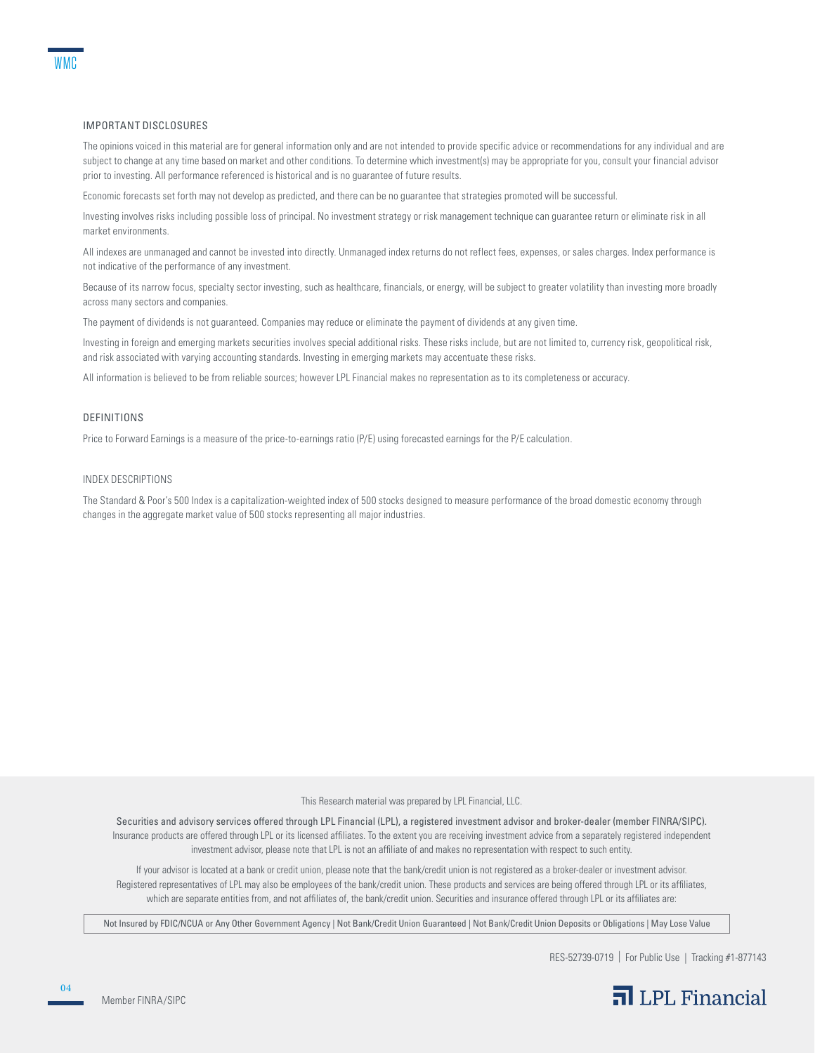## IMPORTANT DISCLOSURES

The opinions voiced in this material are for general information only and are not intended to provide specific advice or recommendations for any individual and are subject to change at any time based on market and other conditions. To determine which investment(s) may be appropriate for you, consult your financial advisor prior to investing. All performance referenced is historical and is no guarantee of future results.

Economic forecasts set forth may not develop as predicted, and there can be no guarantee that strategies promoted will be successful.

Investing involves risks including possible loss of principal. No investment strategy or risk management technique can guarantee return or eliminate risk in all market environments.

All indexes are unmanaged and cannot be invested into directly. Unmanaged index returns do not reflect fees, expenses, or sales charges. Index performance is not indicative of the performance of any investment.

Because of its narrow focus, specialty sector investing, such as healthcare, financials, or energy, will be subject to greater volatility than investing more broadly across many sectors and companies.

The payment of dividends is not guaranteed. Companies may reduce or eliminate the payment of dividends at any given time.

Investing in foreign and emerging markets securities involves special additional risks. These risks include, but are not limited to, currency risk, geopolitical risk, and risk associated with varying accounting standards. Investing in emerging markets may accentuate these risks.

All information is believed to be from reliable sources; however LPL Financial makes no representation as to its completeness or accuracy.

## DEFINITIONS

Price to Forward Earnings is a measure of the price-to-earnings ratio (P/E) using forecasted earnings for the P/E calculation.

## INDEX DESCRIPTIONS

The Standard & Poor's 500 Index is a capitalization-weighted index of 500 stocks designed to measure performance of the broad domestic economy through changes in the aggregate market value of 500 stocks representing all major industries.

This Research material was prepared by LPL Financial, LLC.

Securities and advisory services offered through LPL Financial (LPL), a registered investment advisor and broker-dealer (member FINRA/SIPC). Insurance products are offered through LPL or its licensed affiliates. To the extent you are receiving investment advice from a separately registered independent investment advisor, please note that LPL is not an affiliate of and makes no representation with respect to such entity.

If your advisor is located at a bank or credit union, please note that the bank/credit union is not registered as a broker-dealer or investment advisor. Registered representatives of LPL may also be employees of the bank/credit union. These products and services are being offered through LPL or its affiliates, which are separate entities from, and not affiliates of, the bank/credit union. Securities and insurance offered through LPL or its affiliates are:

Not Insured by FDIC/NCUA or Any Other Government Agency | Not Bank/Credit Union Guaranteed | Not Bank/Credit Union Deposits or Obligations | May Lose Value

RES-52739-0719 | For Public Use | Tracking #1-877143

Member FINRA/SIPC

LPL Financial